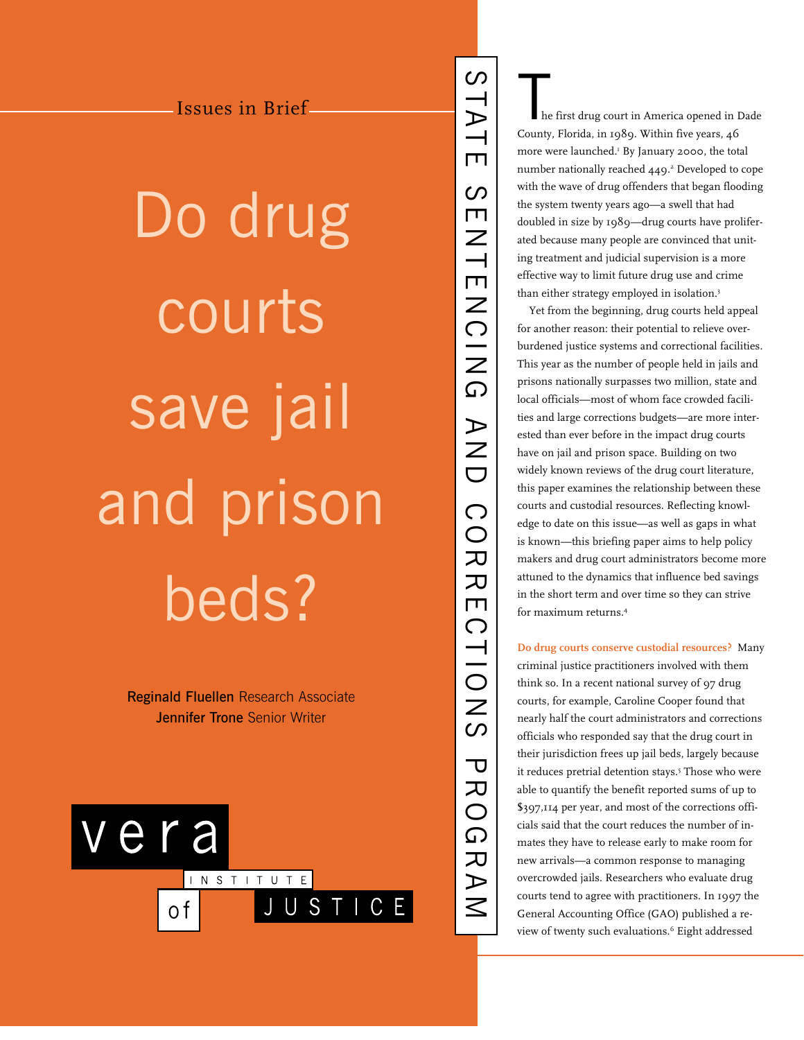Issues in Brief

# Do drug courts save jail and prison beds?

**Reginald Fluellen** Research Associate
**Jennifer Trone** Senior Writer

vera INSTITUTE of JUSTICE

STATE SENTENCING AND CORRECTIONS PROGRAM

The first drug court in America opened in Dade County, Florida, in 1989. Within five years, 46 more were launched.[1] By January 2000, the total number nationally reached 449.[2] Developed to cope with the wave of drug offenders that began flooding the system twenty years ago—a swell that had doubled in size by 1989—drug courts have proliferated because many people are convinced that uniting treatment and judicial supervision is a more effective way to limit future drug use and crime than either strategy employed in isolation.[3]

Yet from the beginning, drug courts held appeal for another reason: their potential to relieve overburdened justice systems and correctional facilities. This year as the number of people held in jails and prisons nationally surpasses two million, state and local officials—most of whom face crowded facilities and large corrections budgets—are more interested than ever before in the impact drug courts have on jail and prison space. Building on two widely known reviews of the drug court literature, this paper examines the relationship between these courts and custodial resources. Reflecting knowledge to date on this issue—as well as gaps in what is known—this briefing paper aims to help policy makers and drug court administrators become more attuned to the dynamics that influence bed savings in the short term and over time so they can strive for maximum returns.[4]

**Do drug courts conserve custodial resources?** Many criminal justice practitioners involved with them think so. In a recent national survey of 97 drug courts, for example, Caroline Cooper found that nearly half the court administrators and corrections officials who responded say that the drug court in their jurisdiction frees up jail beds, largely because it reduces pretrial detention stays.[5] Those who were able to quantify the benefit reported sums of up to $397,114 per year, and most of the corrections officials said that the court reduces the number of inmates they have to release early to make room for new arrivals—a common response to managing overcrowded jails. Researchers who evaluate drug courts tend to agree with practitioners. In 1997 the General Accounting Office (GAO) published a review of twenty such evaluations.[6] Eight addressed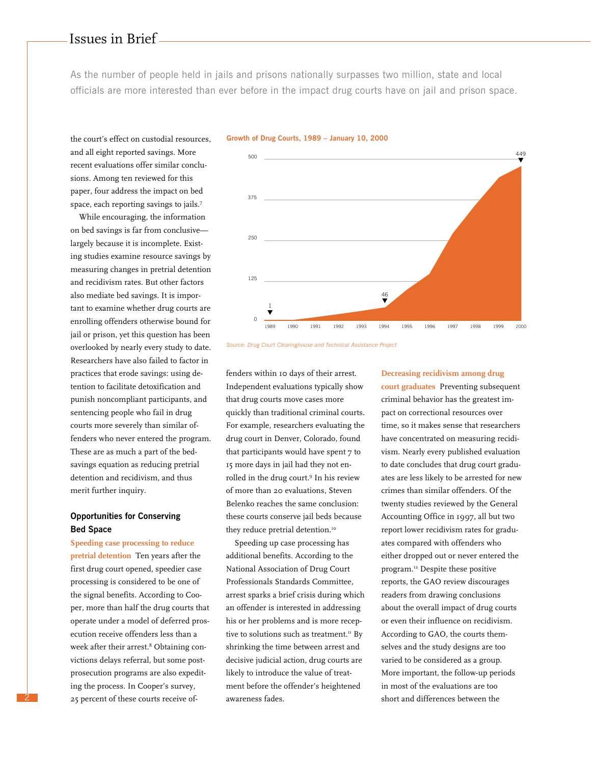As the number of people held in jails and prisons nationally surpasses two million, state and local officials are more interested than ever before in the impact drug courts have on jail and prison space.

the court's effect on custodial resources, and all eight reported savings. More recent evaluations offer similar conclusions. Among ten reviewed for this paper, four address the impact on bed space, each reporting savings to jails.[7]

While encouraging, the information on bed savings is far from conclusive—largely because it is incomplete. Existing studies examine resource savings by measuring changes in pretrial detention and recidivism rates. But other factors also mediate bed savings. It is important to examine whether drug courts are enrolling offenders otherwise bound for jail or prison, yet this question has been overlooked by nearly every study to date. Researchers have also failed to factor in practices that erode savings: using detention to facilitate detoxification and punish noncompliant participants, and sentencing people who fail in drug courts more severely than similar offenders who never entered the program. These are as much a part of the bed-savings equation as reducing pretrial detention and recidivism, and thus merit further inquiry.

**Growth of Drug Courts, 1989 – January 10, 2000**

(Chart: number of drug courts by year, 1989–2000; y-axis 0–500. Labeled points: 1 in 1989, 46 in 1994, 449 in 2000.)

*Source: Drug Court Clearinghouse and Technical Assistance Project*

### Opportunities for Conserving Bed Space

**Speeding case processing to reduce pretrial detention** Ten years after the first drug court opened, speedier case processing is considered to be one of the signal benefits. According to Cooper, more than half the drug courts that operate under a model of deferred prosecution receive offenders less than a week after their arrest.[8] Obtaining convictions delays referral, but some post-prosecution programs are also expediting the process. In Cooper's survey, 25 percent of these courts receive offenders within 10 days of their arrest. Independent evaluations typically show that drug courts move cases more quickly than traditional criminal courts. For example, researchers evaluating the drug court in Denver, Colorado, found that participants would have spent 7 to 15 more days in jail had they not enrolled in the drug court.[9] In his review of more than 20 evaluations, Steven Belenko reaches the same conclusion: these courts conserve jail beds because they reduce pretrial detention.[10]

Speeding up case processing has additional benefits. According to the National Association of Drug Court Professionals Standards Committee, arrest sparks a brief crisis during which an offender is interested in addressing his or her problems and is more receptive to solutions such as treatment.[11] By shrinking the time between arrest and decisive judicial action, drug courts are likely to introduce the value of treatment before the offender's heightened awareness fades.

**Decreasing recidivism among drug court graduates** Preventing subsequent criminal behavior has the greatest impact on correctional resources over time, so it makes sense that researchers have concentrated on measuring recidivism. Nearly every published evaluation to date concludes that drug court graduates are less likely to be arrested for new crimes than similar offenders. Of the twenty studies reviewed by the General Accounting Office in 1997, all but two report lower recidivism rates for graduates compared with offenders who either dropped out or never entered the program.[12] Despite these positive reports, the GAO review discourages readers from drawing conclusions about the overall impact of drug courts or even their influence on recidivism. According to GAO, the courts themselves and the study designs are too varied to be considered as a group. More important, the follow-up periods in most of the evaluations are too short and differences between the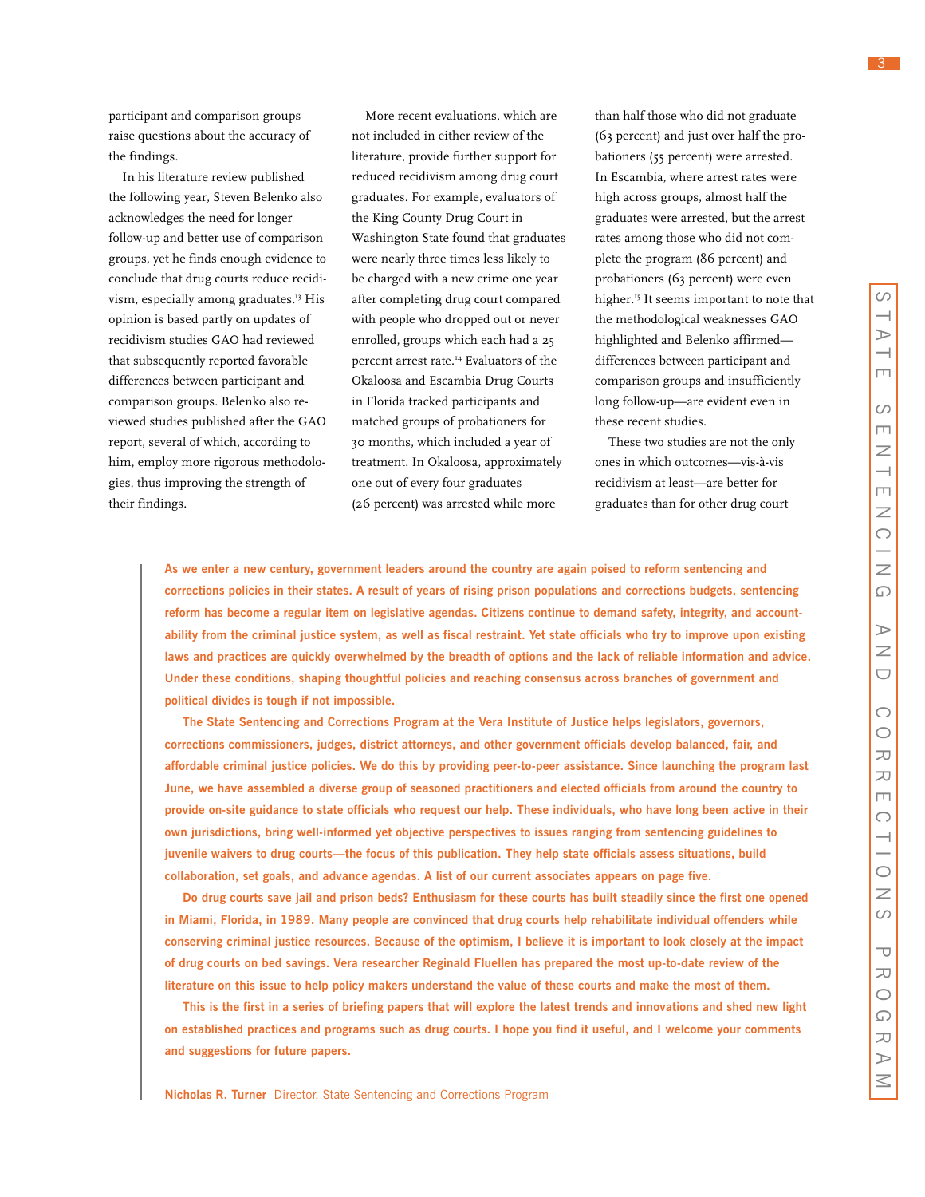participant and comparison groups raise questions about the accuracy of the findings.

In his literature review published the following year, Steven Belenko also acknowledges the need for longer follow-up and better use of comparison groups, yet he finds enough evidence to conclude that drug courts reduce recidivism, especially among graduates.[13] His opinion is based partly on updates of recidivism studies GAO had reviewed that subsequently reported favorable differences between participant and comparison groups. Belenko also reviewed studies published after the GAO report, several of which, according to him, employ more rigorous methodologies, thus improving the strength of their findings.

More recent evaluations, which are not included in either review of the literature, provide further support for reduced recidivism among drug court graduates. For example, evaluators of the King County Drug Court in Washington State found that graduates were nearly three times less likely to be charged with a new crime one year after completing drug court compared with people who dropped out or never enrolled, groups which each had a 25 percent arrest rate.[14] Evaluators of the Okaloosa and Escambia Drug Courts in Florida tracked participants and matched groups of probationers for 30 months, which included a year of treatment. In Okaloosa, approximately one out of every four graduates (26 percent) was arrested while more than half those who did not graduate (63 percent) and just over half the probationers (55 percent) were arrested. In Escambia, where arrest rates were high across groups, almost half the graduates were arrested, but the arrest rates among those who did not complete the program (86 percent) and probationers (63 percent) were even higher.[15] It seems important to note that the methodological weaknesses GAO highlighted and Belenko affirmed—differences between participant and comparison groups and insufficiently long follow-up—are evident even in these recent studies.

These two studies are not the only ones in which outcomes—vis-à-vis recidivism at least—are better for graduates than for other drug court

**As we enter a new century, government leaders around the country are again poised to reform sentencing and corrections policies in their states. A result of years of rising prison populations and corrections budgets, sentencing reform has become a regular item on legislative agendas. Citizens continue to demand safety, integrity, and accountability from the criminal justice system, as well as fiscal restraint. Yet state officials who try to improve upon existing laws and practices are quickly overwhelmed by the breadth of options and the lack of reliable information and advice. Under these conditions, shaping thoughtful policies and reaching consensus across branches of government and political divides is tough if not impossible.**

**The State Sentencing and Corrections Program at the Vera Institute of Justice helps legislators, governors, corrections commissioners, judges, district attorneys, and other government officials develop balanced, fair, and affordable criminal justice policies. We do this by providing peer-to-peer assistance. Since launching the program last June, we have assembled a diverse group of seasoned practitioners and elected officials from around the country to provide on-site guidance to state officials who request our help. These individuals, who have long been active in their own jurisdictions, bring well-informed yet objective perspectives to issues ranging from sentencing guidelines to juvenile waivers to drug courts—the focus of this publication. They help state officials assess situations, build collaboration, set goals, and advance agendas. A list of our current associates appears on page five.**

**Do drug courts save jail and prison beds? Enthusiasm for these courts has built steadily since the first one opened in Miami, Florida, in 1989. Many people are convinced that drug courts help rehabilitate individual offenders while conserving criminal justice resources. Because of the optimism, I believe it is important to look closely at the impact of drug courts on bed savings. Vera researcher Reginald Fluellen has prepared the most up-to-date review of the literature on this issue to help policy makers understand the value of these courts and make the most of them.**

**This is the first in a series of briefing papers that will explore the latest trends and innovations and shed new light on established practices and programs such as drug courts. I hope you find it useful, and I welcome your comments and suggestions for future papers.**

**Nicholas R. Turner** Director, State Sentencing and Corrections Program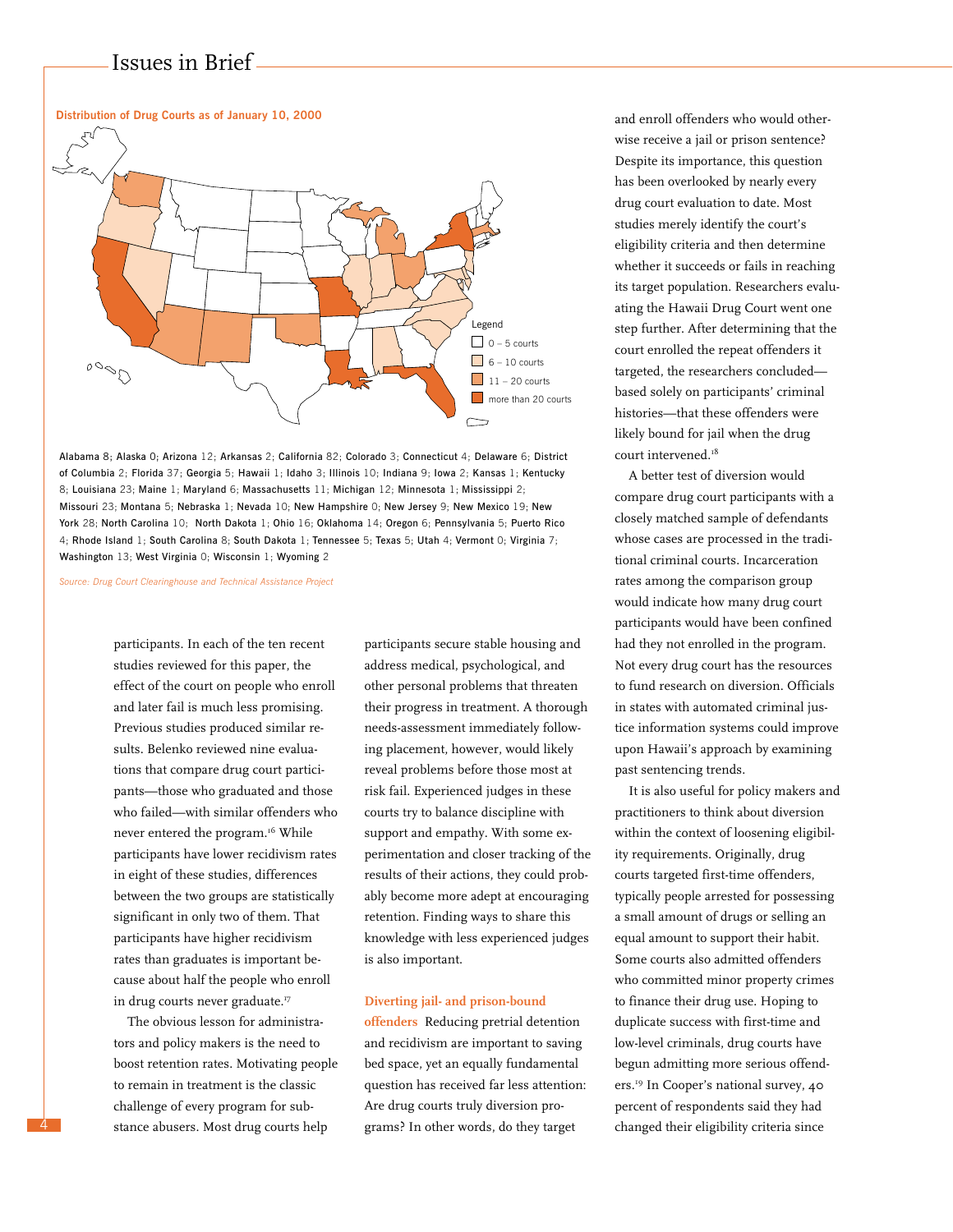**Distribution of Drug Courts as of January 10, 2000**

Legend
- 0 – 5 courts
- 6 – 10 courts
- 11 – 20 courts
- more than 20 courts

Alabama 8; Alaska 0; Arizona 12; Arkansas 2; California 82; Colorado 3; Connecticut 4; Delaware 6; District of Columbia 2; Florida 37; Georgia 5; Hawaii 1; Idaho 3; Illinois 10; Indiana 9; Iowa 2; Kansas 1; Kentucky 8; Louisiana 23; Maine 1; Maryland 6; Massachusetts 11; Michigan 12; Minnesota 1; Mississippi 2; Missouri 23; Montana 5; Nebraska 1; Nevada 10; New Hampshire 0; New Jersey 9; New Mexico 19; New York 28; North Carolina 10; North Dakota 1; Ohio 16; Oklahoma 14; Oregon 6; Pennsylvania 5; Puerto Rico 4; Rhode Island 1; South Carolina 8; South Dakota 1; Tennessee 5; Texas 5; Utah 4; Vermont 0; Virginia 7; Washington 13; West Virginia 0; Wisconsin 1; Wyoming 2

*Source: Drug Court Clearinghouse and Technical Assistance Project*

participants. In each of the ten recent studies reviewed for this paper, the effect of the court on people who enroll and later fail is much less promising. Previous studies produced similar results. Belenko reviewed nine evaluations that compare drug court participants—those who graduated and those who failed—with similar offenders who never entered the program.[16] While participants have lower recidivism rates in eight of these studies, differences between the two groups are statistically significant in only two of them. That participants have higher recidivism rates than graduates is important because about half the people who enroll in drug courts never graduate.[17]

The obvious lesson for administrators and policy makers is the need to boost retention rates. Motivating people to remain in treatment is the classic challenge of every program for substance abusers. Most drug courts help participants secure stable housing and address medical, psychological, and other personal problems that threaten their progress in treatment. A thorough needs-assessment immediately following placement, however, would likely reveal problems before those most at risk fail. Experienced judges in these courts try to balance discipline with support and empathy. With some experimentation and closer tracking of the results of their actions, they could probably become more adept at encouraging retention. Finding ways to share this knowledge with less experienced judges is also important.

**Diverting jail- and prison-bound offenders** Reducing pretrial detention and recidivism are important to saving bed space, yet an equally fundamental question has received far less attention: Are drug courts truly diversion programs? In other words, do they target and enroll offenders who would otherwise receive a jail or prison sentence? Despite its importance, this question has been overlooked by nearly every drug court evaluation to date. Most studies merely identify the court's eligibility criteria and then determine whether it succeeds or fails in reaching its target population. Researchers evaluating the Hawaii Drug Court went one step further. After determining that the court enrolled the repeat offenders it targeted, the researchers concluded—based solely on participants' criminal histories—that these offenders were likely bound for jail when the drug court intervened.[18]

A better test of diversion would compare drug court participants with a closely matched sample of defendants whose cases are processed in the traditional criminal courts. Incarceration rates among the comparison group would indicate how many drug court participants would have been confined had they not enrolled in the program. Not every drug court has the resources to fund research on diversion. Officials in states with automated criminal justice information systems could improve upon Hawaii's approach by examining past sentencing trends.

It is also useful for policy makers and practitioners to think about diversion within the context of loosening eligibility requirements. Originally, drug courts targeted first-time offenders, typically people arrested for possessing a small amount of drugs or selling an equal amount to support their habit. Some courts also admitted offenders who committed minor property crimes to finance their drug use. Hoping to duplicate success with first-time and low-level criminals, drug courts have begun admitting more serious offenders.[19] In Cooper's national survey, 40 percent of respondents said they had changed their eligibility criteria since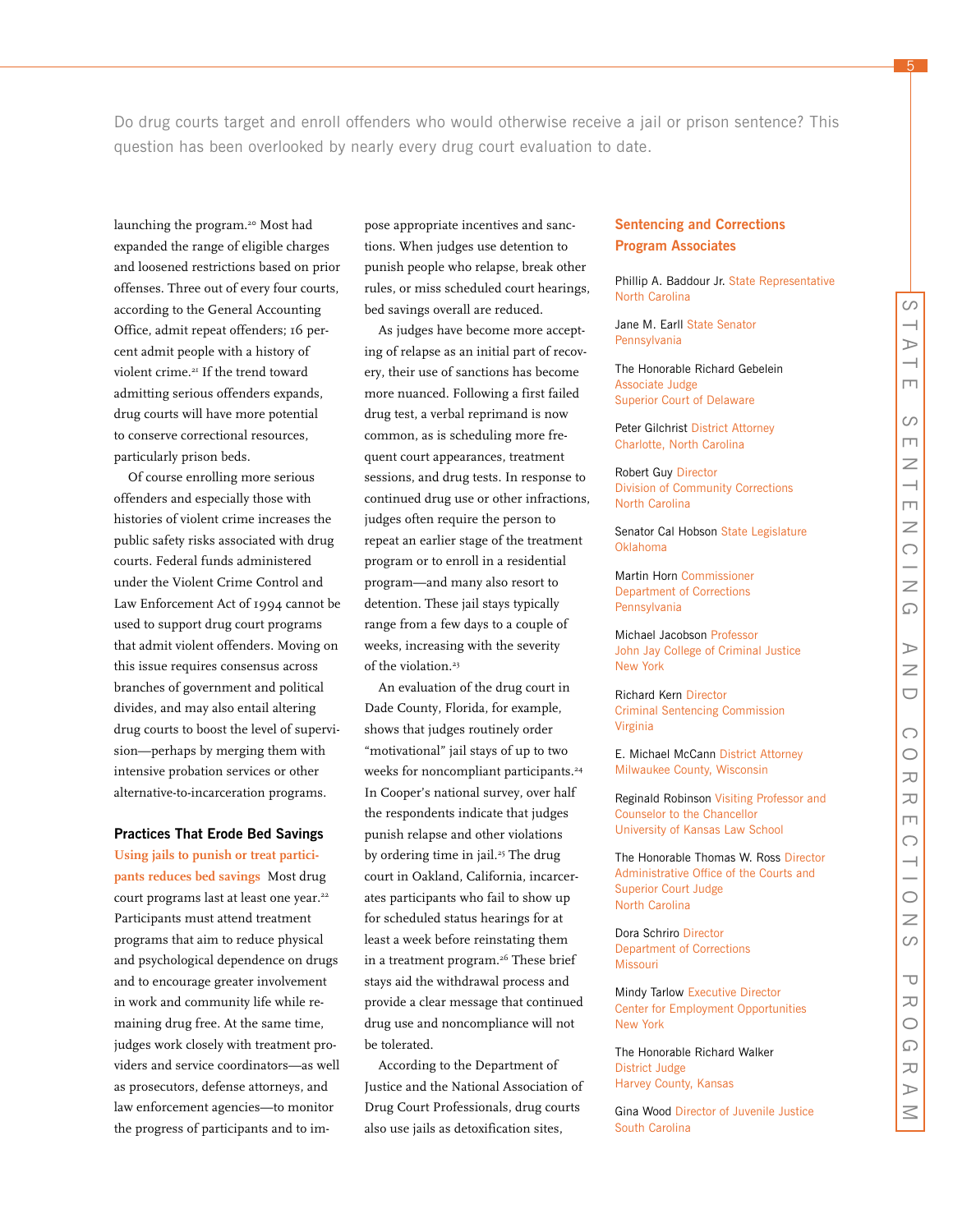Do drug courts target and enroll offenders who would otherwise receive a jail or prison sentence? This question has been overlooked by nearly every drug court evaluation to date.

launching the program.[20] Most had expanded the range of eligible charges and loosened restrictions based on prior offenses. Three out of every four courts, according to the General Accounting Office, admit repeat offenders; 16 percent admit people with a history of violent crime.[21] If the trend toward admitting serious offenders expands, drug courts will have more potential to conserve correctional resources, particularly prison beds.

Of course enrolling more serious offenders and especially those with histories of violent crime increases the public safety risks associated with drug courts. Federal funds administered under the Violent Crime Control and Law Enforcement Act of 1994 cannot be used to support drug court programs that admit violent offenders. Moving on this issue requires consensus across branches of government and political divides, and may also entail altering drug courts to boost the level of supervision—perhaps by merging them with intensive probation services or other alternative-to-incarceration programs.

### Practices That Erode Bed Savings

**Using jails to punish or treat participants reduces bed savings** Most drug court programs last at least one year.[22] Participants must attend treatment programs that aim to reduce physical and psychological dependence on drugs and to encourage greater involvement in work and community life while remaining drug free. At the same time, judges work closely with treatment providers and service coordinators—as well as prosecutors, defense attorneys, and law enforcement agencies—to monitor the progress of participants and to impose appropriate incentives and sanctions. When judges use detention to punish people who relapse, break other rules, or miss scheduled court hearings, bed savings overall are reduced.

As judges have become more accepting of relapse as an initial part of recovery, their use of sanctions has become more nuanced. Following a first failed drug test, a verbal reprimand is now common, as is scheduling more frequent court appearances, treatment sessions, and drug tests. In response to continued drug use or other infractions, judges often require the person to repeat an earlier stage of the treatment program or to enroll in a residential program—and many also resort to detention. These jail stays typically range from a few days to a couple of weeks, increasing with the severity of the violation.[23]

An evaluation of the drug court in Dade County, Florida, for example, shows that judges routinely order "motivational" jail stays of up to two weeks for noncompliant participants.[24] In Cooper's national survey, over half the respondents indicate that judges punish relapse and other violations by ordering time in jail.[25] The drug court in Oakland, California, incarcerates participants who fail to show up for scheduled status hearings for at least a week before reinstating them in a treatment program.[26] These brief stays aid the withdrawal process and provide a clear message that continued drug use and noncompliance will not be tolerated.

According to the Department of Justice and the National Association of Drug Court Professionals, drug courts also use jails as detoxification sites,

### Sentencing and Corrections Program Associates

Phillip A. Baddour Jr. State Representative
North Carolina

Jane M. Earll State Senator
Pennsylvania

The Honorable Richard Gebelein
Associate Judge
Superior Court of Delaware

Peter Gilchrist District Attorney
Charlotte, North Carolina

Robert Guy Director
Division of Community Corrections
North Carolina

Senator Cal Hobson State Legislature
Oklahoma

Martin Horn Commissioner
Department of Corrections
Pennsylvania

Michael Jacobson Professor
John Jay College of Criminal Justice
New York

Richard Kern Director
Criminal Sentencing Commission
Virginia

E. Michael McCann District Attorney
Milwaukee County, Wisconsin

Reginald Robinson Visiting Professor and Counselor to the Chancellor
University of Kansas Law School

The Honorable Thomas W. Ross Director
Administrative Office of the Courts and Superior Court Judge
North Carolina

Dora Schriro Director
Department of Corrections
Missouri

Mindy Tarlow Executive Director
Center for Employment Opportunities
New York

The Honorable Richard Walker
District Judge
Harvey County, Kansas

Gina Wood Director of Juvenile Justice
South Carolina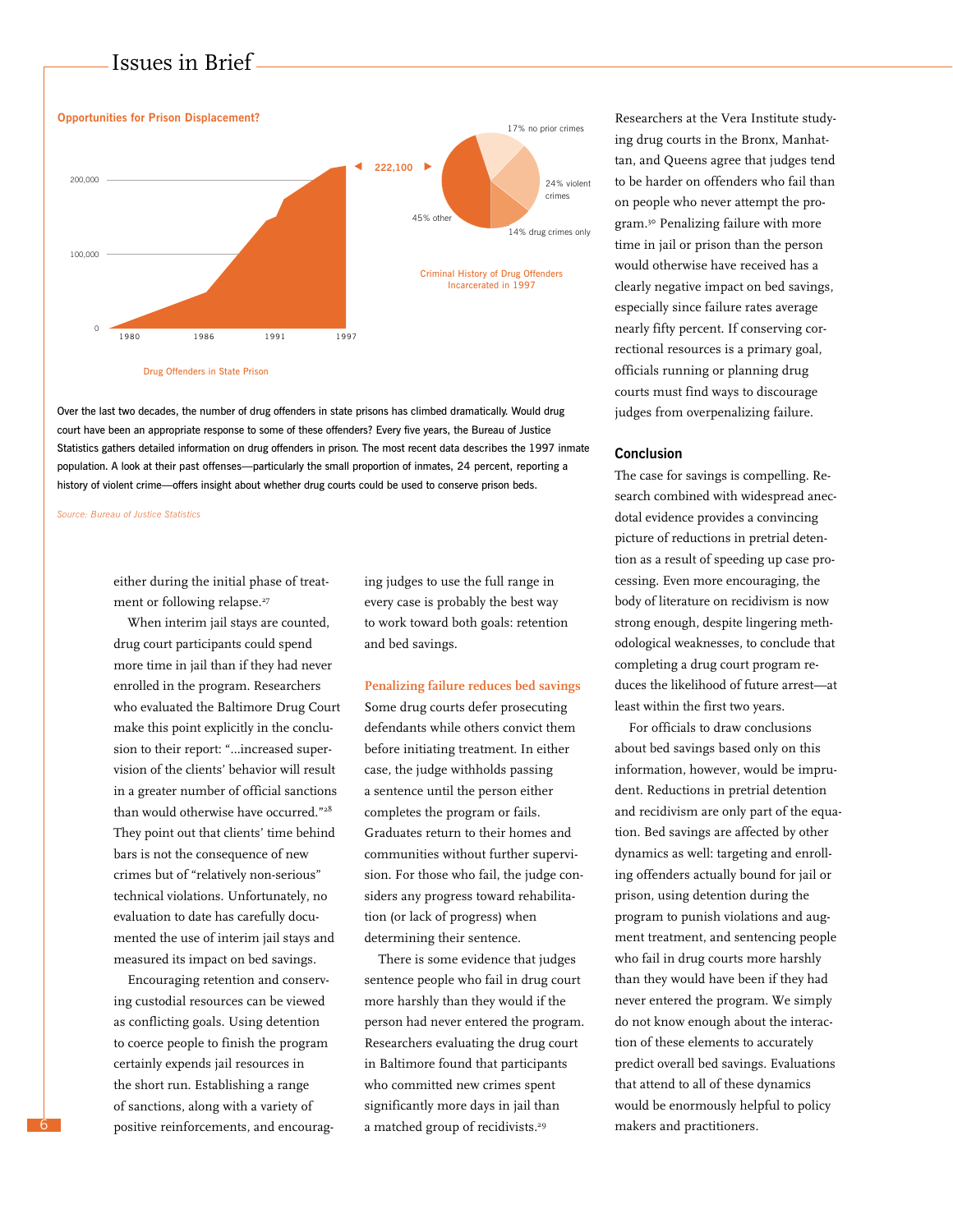**Opportunities for Prison Displacement?**

Drug Offenders in State Prison

200,000 · 100,000 · 0 — 1980 · 1986 · 1991 · 1997 — 222,100

Criminal History of Drug Offenders Incarcerated in 1997

17% no prior crimes · 24% violent crimes · 14% drug crimes only · 45% other

Over the last two decades, the number of drug offenders in state prisons has climbed dramatically. Would drug court have been an appropriate response to some of these offenders? Every five years, the Bureau of Justice Statistics gathers detailed information on drug offenders in prison. The most recent data describes the 1997 inmate population. A look at their past offenses—particularly the small proportion of inmates, 24 percent, reporting a history of violent crime—offers insight about whether drug courts could be used to conserve prison beds.

*Source: Bureau of Justice Statistics*

either during the initial phase of treatment or following relapse.[27]

When interim jail stays are counted, drug court participants could spend more time in jail than if they had never enrolled in the program. Researchers who evaluated the Baltimore Drug Court make this point explicitly in the conclusion to their report: "...increased supervision of the clients' behavior will result in a greater number of official sanctions than would otherwise have occurred."[28] They point out that clients' time behind bars is not the consequence of new crimes but of "relatively non-serious" technical violations. Unfortunately, no evaluation to date has carefully documented the use of interim jail stays and measured its impact on bed savings.

Encouraging retention and conserving custodial resources can be viewed as conflicting goals. Using detention to coerce people to finish the program certainly expends jail resources in the short run. Establishing a range of sanctions, along with a variety of positive reinforcements, and encouraging judges to use the full range in every case is probably the best way to work toward both goals: retention and bed savings.

### Penalizing failure reduces bed savings

Some drug courts defer prosecuting defendants while others convict them before initiating treatment. In either case, the judge withholds passing a sentence until the person either completes the program or fails. Graduates return to their homes and communities without further supervision. For those who fail, the judge considers any progress toward rehabilitation (or lack of progress) when determining their sentence.

There is some evidence that judges sentence people who fail in drug court more harshly than they would if the person had never entered the program. Researchers evaluating the drug court in Baltimore found that participants who committed new crimes spent significantly more days in jail than a matched group of recidivists.[29] Researchers at the Vera Institute studying drug courts in the Bronx, Manhattan, and Queens agree that judges tend to be harder on offenders who fail than on people who never attempt the program.[30] Penalizing failure with more time in jail or prison than the person would otherwise have received has a clearly negative impact on bed savings, especially since failure rates average nearly fifty percent. If conserving correctional resources is a primary goal, officials running or planning drug courts must find ways to discourage judges from overpenalizing failure.

## Conclusion

The case for savings is compelling. Research combined with widespread anecdotal evidence provides a convincing picture of reductions in pretrial detention as a result of speeding up case processing. Even more encouraging, the body of literature on recidivism is now strong enough, despite lingering methodological weaknesses, to conclude that completing a drug court program reduces the likelihood of future arrest—at least within the first two years.

For officials to draw conclusions about bed savings based only on this information, however, would be imprudent. Reductions in pretrial detention and recidivism are only part of the equation. Bed savings are affected by other dynamics as well: targeting and enrolling offenders actually bound for jail or prison, using detention during the program to punish violations and augment treatment, and sentencing people who fail in drug courts more harshly than they would have been if they had never entered the program. We simply do not know enough about the interaction of these elements to accurately predict overall bed savings. Evaluations that attend to all of these dynamics would be enormously helpful to policy makers and practitioners.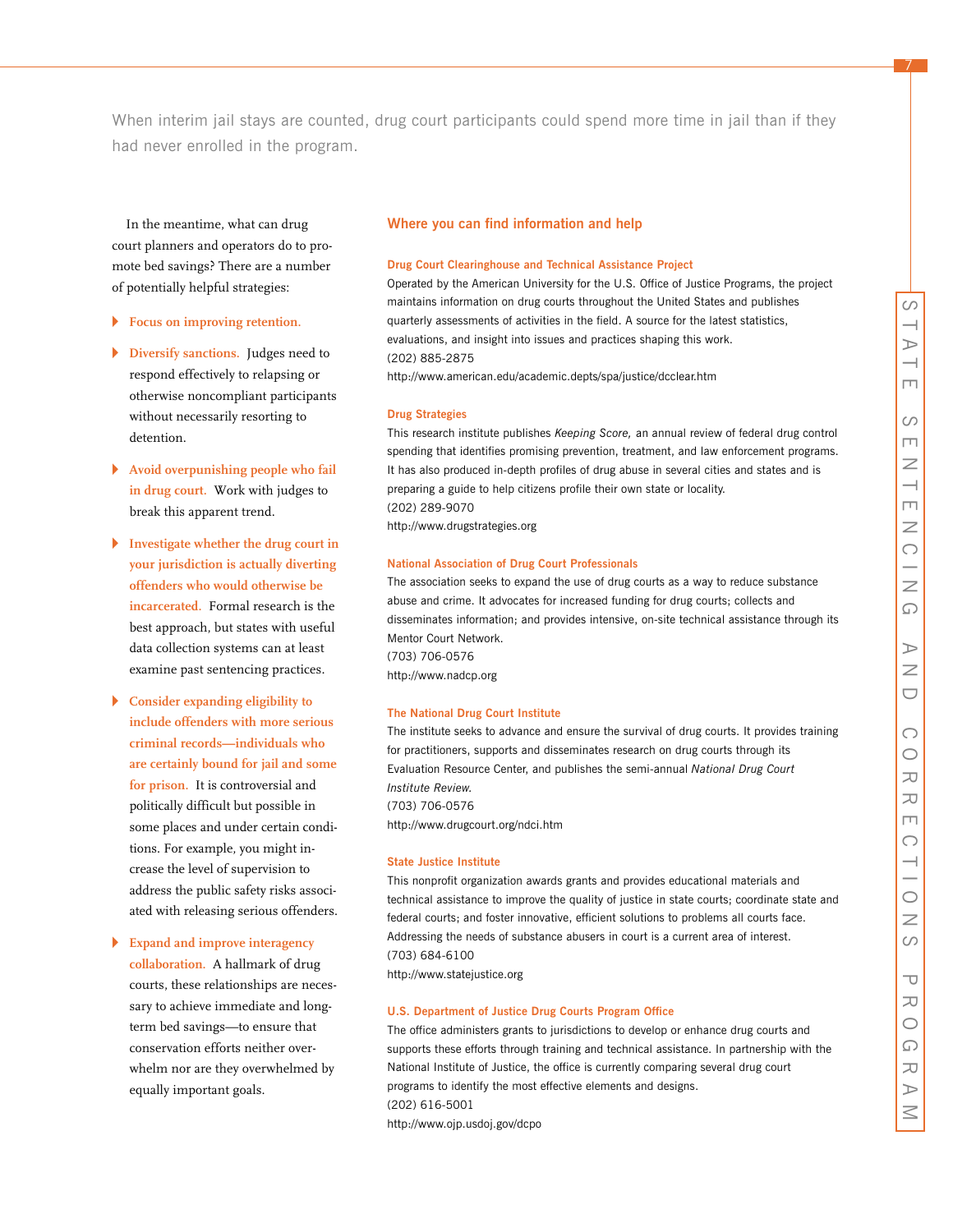When interim jail stays are counted, drug court participants could spend more time in jail than if they had never enrolled in the program.

In the meantime, what can drug court planners and operators do to promote bed savings? There are a number of potentially helpful strategies:

- **Focus on improving retention.**
- **Diversify sanctions.** Judges need to respond effectively to relapsing or otherwise noncompliant participants without necessarily resorting to detention.
- **Avoid overpunishing people who fail in drug court.** Work with judges to break this apparent trend.
- **Investigate whether the drug court in your jurisdiction is actually diverting offenders who would otherwise be incarcerated.** Formal research is the best approach, but states with useful data collection systems can at least examine past sentencing practices.
- **Consider expanding eligibility to include offenders with more serious criminal records—individuals who are certainly bound for jail and some for prison.** It is controversial and politically difficult but possible in some places and under certain conditions. For example, you might increase the level of supervision to address the public safety risks associated with releasing serious offenders.
- **Expand and improve interagency collaboration.** A hallmark of drug courts, these relationships are necessary to achieve immediate and long-term bed savings—to ensure that conservation efforts neither overwhelm nor are they overwhelmed by equally important goals.

## Where you can find information and help

### Drug Court Clearinghouse and Technical Assistance Project

Operated by the American University for the U.S. Office of Justice Programs, the project maintains information on drug courts throughout the United States and publishes quarterly assessments of activities in the field. A source for the latest statistics, evaluations, and insight into issues and practices shaping this work.
(202) 885-2875
http://www.american.edu/academic.depts/spa/justice/dcclear.htm

### Drug Strategies

This research institute publishes *Keeping Score,* an annual review of federal drug control spending that identifies promising prevention, treatment, and law enforcement programs. It has also produced in-depth profiles of drug abuse in several cities and states and is preparing a guide to help citizens profile their own state or locality.
(202) 289-9070
http://www.drugstrategies.org

### National Association of Drug Court Professionals

The association seeks to expand the use of drug courts as a way to reduce substance abuse and crime. It advocates for increased funding for drug courts; collects and disseminates information; and provides intensive, on-site technical assistance through its Mentor Court Network.
(703) 706-0576
http://www.nadcp.org

### The National Drug Court Institute

The institute seeks to advance and ensure the survival of drug courts. It provides training for practitioners, supports and disseminates research on drug courts through its Evaluation Resource Center, and publishes the semi-annual *National Drug Court Institute Review.*
(703) 706-0576
http://www.drugcourt.org/ndci.htm

### State Justice Institute

This nonprofit organization awards grants and provides educational materials and technical assistance to improve the quality of justice in state courts; coordinate state and federal courts; and foster innovative, efficient solutions to problems all courts face. Addressing the needs of substance abusers in court is a current area of interest.
(703) 684-6100
http://www.statejustice.org

### U.S. Department of Justice Drug Courts Program Office

The office administers grants to jurisdictions to develop or enhance drug courts and supports these efforts through training and technical assistance. In partnership with the National Institute of Justice, the office is currently comparing several drug court programs to identify the most effective elements and designs.
(202) 616-5001
http://www.ojp.usdoj.gov/dcpo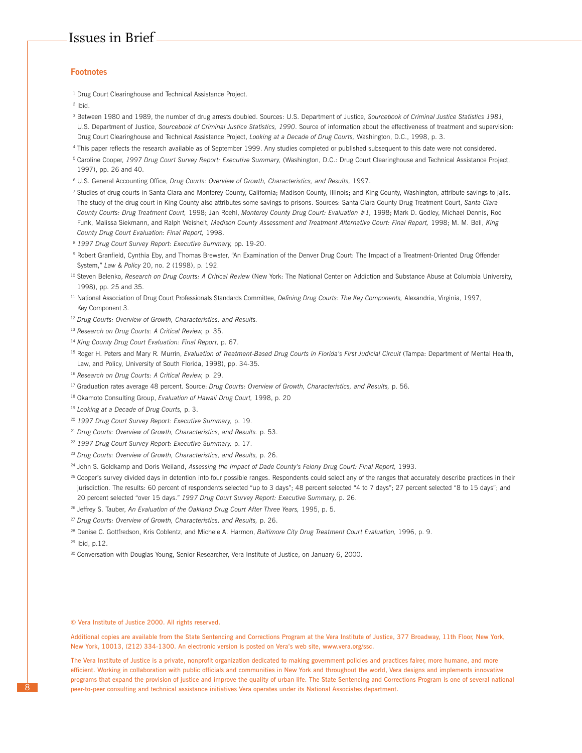## Footnotes

[1] Drug Court Clearinghouse and Technical Assistance Project.

[2] Ibid.

[3] Between 1980 and 1989, the number of drug arrests doubled. Sources: U.S. Department of Justice, *Sourcebook of Criminal Justice Statistics 1981,* U.S. Department of Justice, *Sourcebook of Criminal Justice Statistics, 1990*. Source of information about the effectiveness of treatment and supervision: Drug Court Clearinghouse and Technical Assistance Project, *Looking at a Decade of Drug Courts,* Washington, D.C., 1998, p. 3.

[4] This paper reflects the research available as of September 1999. Any studies completed or published subsequent to this date were not considered.

[5] Caroline Cooper, *1997 Drug Court Survey Report: Executive Summary,* (Washington, D.C.: Drug Court Clearinghouse and Technical Assistance Project, 1997), pp. 26 and 40.

[6] U.S. General Accounting Office, *Drug Courts: Overview of Growth, Characteristics, and Results,* 1997.

[7] Studies of drug courts in Santa Clara and Monterey County, California; Madison County, Illinois; and King County, Washington, attribute savings to jails. The study of the drug court in King County also attributes some savings to prisons. Sources: Santa Clara County Drug Treatment Court, *Santa Clara County Courts: Drug Treatment Court,* 1998; Jan Roehl, *Monterey County Drug Court: Evaluation #1,* 1998; Mark D. Godley, Michael Dennis, Rod Funk, Malissa Siekmann, and Ralph Weisheit, *Madison County Assessment and Treatment Alternative Court: Final Report,* 1998; M. M. Bell, *King County Drug Court Evaluation: Final Report,* 1998.

[8] *1997 Drug Court Survey Report: Executive Summary,* pp. 19-20.

[9] Robert Granfield, Cynthia Eby, and Thomas Brewster, "An Examination of the Denver Drug Court: The Impact of a Treatment-Oriented Drug Offender System," *Law & Policy* 20, no. 2 (1998), p. 192.

[10] Steven Belenko, *Research on Drug Courts: A Critical Review* (New York: The National Center on Addiction and Substance Abuse at Columbia University, 1998), pp. 25 and 35.

[11] National Association of Drug Court Professionals Standards Committee, *Defining Drug Courts: The Key Components,* Alexandria, Virginia, 1997, Key Component 3.

[12] *Drug Courts: Overview of Growth, Characteristics, and Results.*

[13] *Research on Drug Courts: A Critical Review,* p. 35.

[14] *King County Drug Court Evaluation: Final Report,* p. 67.

[15] Roger H. Peters and Mary R. Murrin, *Evaluation of Treatment-Based Drug Courts in Florida's First Judicial Circuit* (Tampa: Department of Mental Health, Law, and Policy, University of South Florida, 1998), pp. 34-35.

[16] *Research on Drug Courts: A Critical Review,* p. 29.

[17] Graduation rates average 48 percent. Source: *Drug Courts: Overview of Growth, Characteristics, and Results,* p. 56.

[18] Okamoto Consulting Group, *Evaluation of Hawaii Drug Court,* 1998, p. 20

[19] *Looking at a Decade of Drug Courts,* p. 3.

[20] *1997 Drug Court Survey Report: Executive Summary,* p. 19.

[21] *Drug Courts: Overview of Growth, Characteristics, and Results.* p. 53.

[22] *1997 Drug Court Survey Report: Executive Summary,* p. 17.

[23] *Drug Courts: Overview of Growth, Characteristics, and Results,* p. 26.

[24] John S. Goldkamp and Doris Weiland, *Assessing the Impact of Dade County's Felony Drug Court: Final Report,* 1993.

[25] Cooper's survey divided days in detention into four possible ranges. Respondents could select any of the ranges that accurately describe practices in their jurisdiction. The results: 60 percent of respondents selected "up to 3 days"; 48 percent selected "4 to 7 days"; 27 percent selected "8 to 15 days"; and 20 percent selected "over 15 days." *1997 Drug Court Survey Report: Executive Summary,* p. 26.

[26] Jeffrey S. Tauber, *An Evaluation of the Oakland Drug Court After Three Years,* 1995, p. 5.

[27] *Drug Courts: Overview of Growth, Characteristics, and Results,* p. 26.

[28] Denise C. Gottfredson, Kris Coblentz, and Michele A. Harmon, *Baltimore City Drug Treatment Court Evaluation,* 1996, p. 9.

[29] Ibid, p.12.

[30] Conversation with Douglas Young, Senior Researcher, Vera Institute of Justice, on January 6, 2000.

© Vera Institute of Justice 2000. All rights reserved.

Additional copies are available from the State Sentencing and Corrections Program at the Vera Institute of Justice, 377 Broadway, 11th Floor, New York, New York, 10013, (212) 334-1300. An electronic version is posted on Vera's web site, www.vera.org/ssc.

The Vera Institute of Justice is a private, nonprofit organization dedicated to making government policies and practices fairer, more humane, and more efficient. Working in collaboration with public officials and communities in New York and throughout the world, Vera designs and implements innovative programs that expand the provision of justice and improve the quality of urban life. The State Sentencing and Corrections Program is one of several national peer-to-peer consulting and technical assistance initiatives Vera operates under its National Associates department.